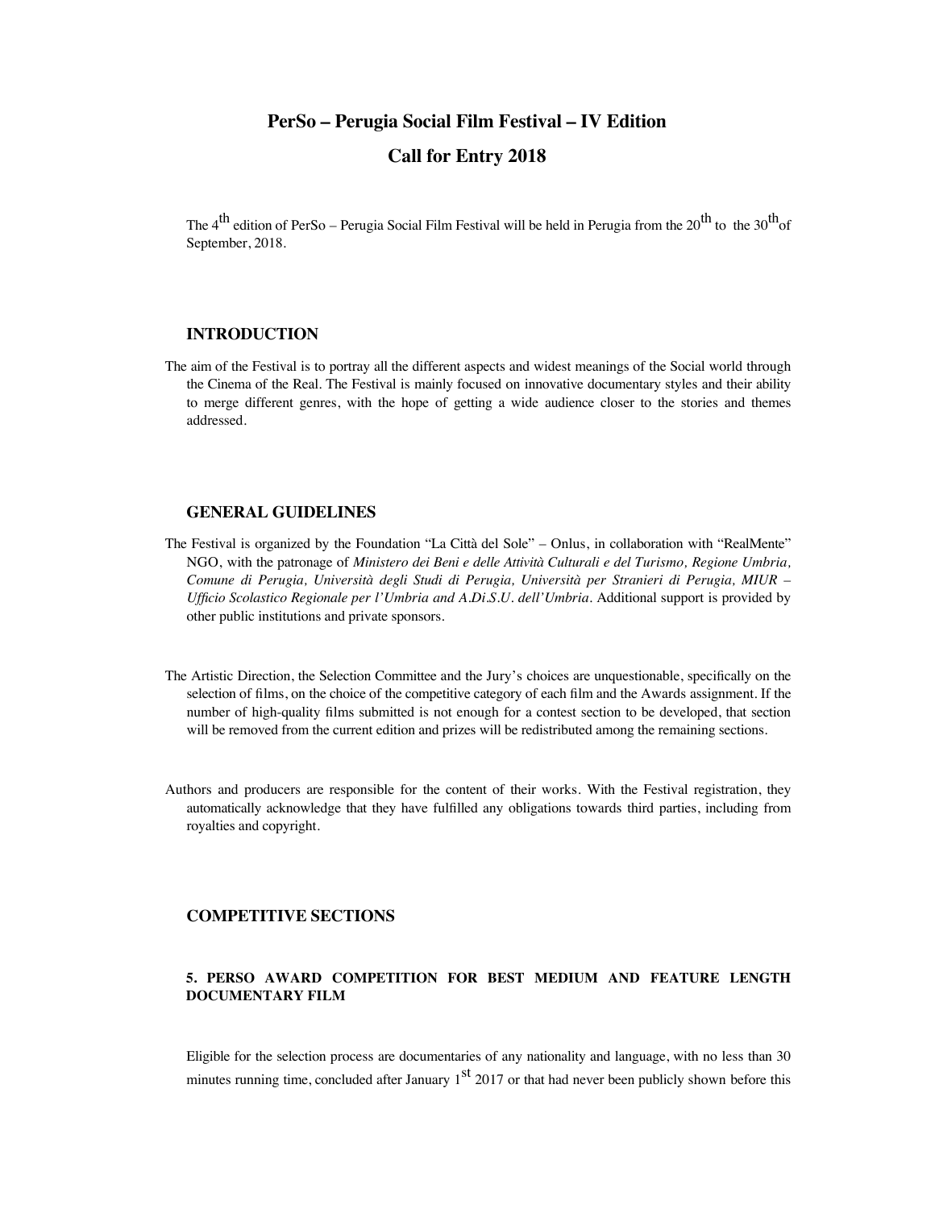# PerSo – Perugia Social Film Festival – IV Edition

# Call for Entry 2018

The 4th edition of PerSo – Perugia Social Film Festival will be held in Perugia from the 20th to the 30th of September, 2018.

## INTRODUCTION

The aim of the Festival is to portray all the different aspects and widest meanings of the Social world through the Cinema of the Real. The Festival is mainly focused on innovative documentary styles and their ability to merge different genres, with the hope of getting a wide audience closer to the stories and themes addressed.

## GENERAL GUIDELINES

The Festival is organized by the Foundation "La Città del Sole" – Onlus, in collaboration with "RealMente" NGO, with the patronage of *Ministero dei Beni e delle Attività Culturali e del Turismo, Regione Umbria, Comune di Perugia, Università degli Studi di Perugia, Università per Stranieri di Perugia, MIUR – Ufficio Scolastico Regionale per l'Umbria and A.Di.S.U. dell'Umbria*. Additional support is provided by other public institutions and private sponsors.

The Artistic Direction, the Selection Committee and the Jury's choices are unquestionable, specifically on the selection of films, on the choice of the competitive category of each film and the Awards assignment. If the number of high-quality films submitted is not enough for a contest section to be developed, that section will be removed from the current edition and prizes will be redistributed among the remaining sections.

Authors and producers are responsible for the content of their works. With the Festival registration, they automatically acknowledge that they have fulfilled any obligations towards third parties, including from royalties and copyright.

## COMPETITIVE SECTIONS

### 5. PERSO AWARD COMPETITION FOR BEST MEDIUM AND FEATURE LENGTH DOCUMENTARY FILM

Eligible for the selection process are documentaries of any nationality and language, with no less than 30 minutes running time, concluded after January 1st 2017 or that had never been publicly shown before this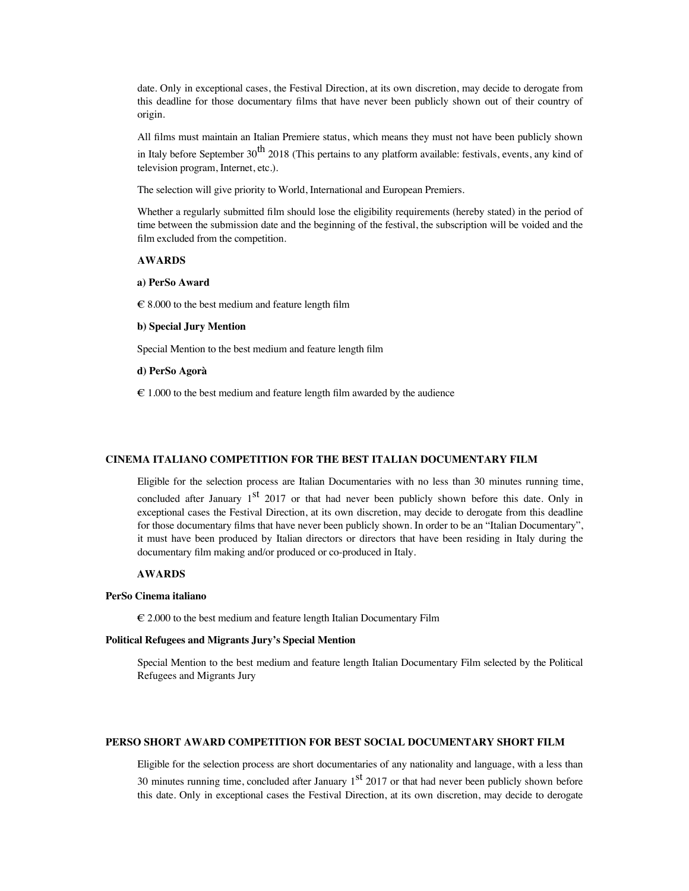date. Only in exceptional cases, the Festival Direction, at its own discretion, may decide to derogate from this deadline for those documentary films that have never been publicly shown out of their country of origin.

All films must maintain an Italian Premiere status, which means they must not have been publicly shown in Italy before September 30th 2018 (This pertains to any platform available: festivals, events, any kind of television program, Internet, etc.).

The selection will give priority to World, International and European Premiers.

Whether a regularly submitted film should lose the eligibility requirements (hereby stated) in the period of time between the submission date and the beginning of the festival, the subscription will be voided and the film excluded from the competition.

**AWARDS**

**a) PerSo Award**

€ 8.000 to the best medium and feature length film

**b) Special Jury Mention**

Special Mention to the best medium and feature length film

**d) PerSo Agorà**

€ 1.000 to the best medium and feature length film awarded by the audience

## CINEMA ITALIANO COMPETITION FOR THE BEST ITALIAN DOCUMENTARY FILM

Eligible for the selection process are Italian Documentaries with no less than 30 minutes running time, concluded after January 1st 2017 or that had never been publicly shown before this date. Only in exceptional cases the Festival Direction, at its own discretion, may decide to derogate from this deadline for those documentary films that have never been publicly shown. In order to be an "Italian Documentary", it must have been produced by Italian directors or directors that have been residing in Italy during the documentary film making and/or produced or co-produced in Italy.

**AWARDS**

**PerSo Cinema italiano**

€ 2.000 to the best medium and feature length Italian Documentary Film

**Political Refugees and Migrants Jury's Special Mention**

Special Mention to the best medium and feature length Italian Documentary Film selected by the Political Refugees and Migrants Jury

## PERSO SHORT AWARD COMPETITION FOR BEST SOCIAL DOCUMENTARY SHORT FILM

Eligible for the selection process are short documentaries of any nationality and language, with a less than 30 minutes running time, concluded after January 1st 2017 or that had never been publicly shown before this date. Only in exceptional cases the Festival Direction, at its own discretion, may decide to derogate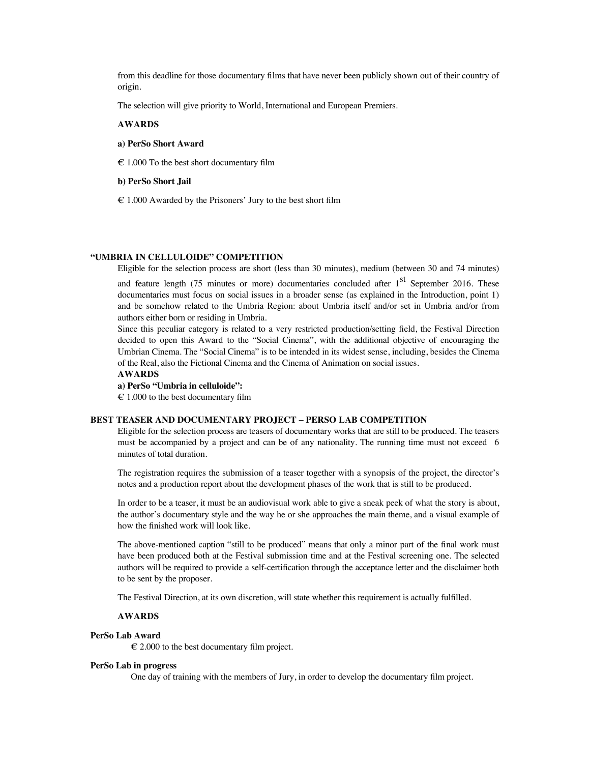from this deadline for those documentary films that have never been publicly shown out of their country of origin.

The selection will give priority to World, International and European Premiers.

**AWARDS**

**a) PerSo Short Award**

€ 1.000 To the best short documentary film

**b) PerSo Short Jail**

€ 1.000 Awarded by the Prisoners' Jury to the best short film

### "UMBRIA IN CELLULOIDE" COMPETITION

Eligible for the selection process are short (less than 30 minutes), medium (between 30 and 74 minutes) and feature length (75 minutes or more) documentaries concluded after 1st September 2016. These documentaries must focus on social issues in a broader sense (as explained in the Introduction, point 1) and be somehow related to the Umbria Region: about Umbria itself and/or set in Umbria and/or from authors either born or residing in Umbria.

Since this peculiar category is related to a very restricted production/setting field, the Festival Direction decided to open this Award to the "Social Cinema", with the additional objective of encouraging the Umbrian Cinema. The "Social Cinema" is to be intended in its widest sense, including, besides the Cinema of the Real, also the Fictional Cinema and the Cinema of Animation on social issues.

**AWARDS**

**a) PerSo "Umbria in celluloide":**

€ 1.000 to the best documentary film

### BEST TEASER AND DOCUMENTARY PROJECT – PERSO LAB COMPETITION

Eligible for the selection process are teasers of documentary works that are still to be produced. The teasers must be accompanied by a project and can be of any nationality. The running time must not exceed 6 minutes of total duration.

The registration requires the submission of a teaser together with a synopsis of the project, the director's notes and a production report about the development phases of the work that is still to be produced.

In order to be a teaser, it must be an audiovisual work able to give a sneak peek of what the story is about, the author's documentary style and the way he or she approaches the main theme, and a visual example of how the finished work will look like.

The above-mentioned caption "still to be produced" means that only a minor part of the final work must have been produced both at the Festival submission time and at the Festival screening one. The selected authors will be required to provide a self-certification through the acceptance letter and the disclaimer both to be sent by the proposer.

The Festival Direction, at its own discretion, will state whether this requirement is actually fulfilled.

**AWARDS**

**PerSo Lab Award**

€ 2.000 to the best documentary film project.

**PerSo Lab in progress**

One day of training with the members of Jury, in order to develop the documentary film project.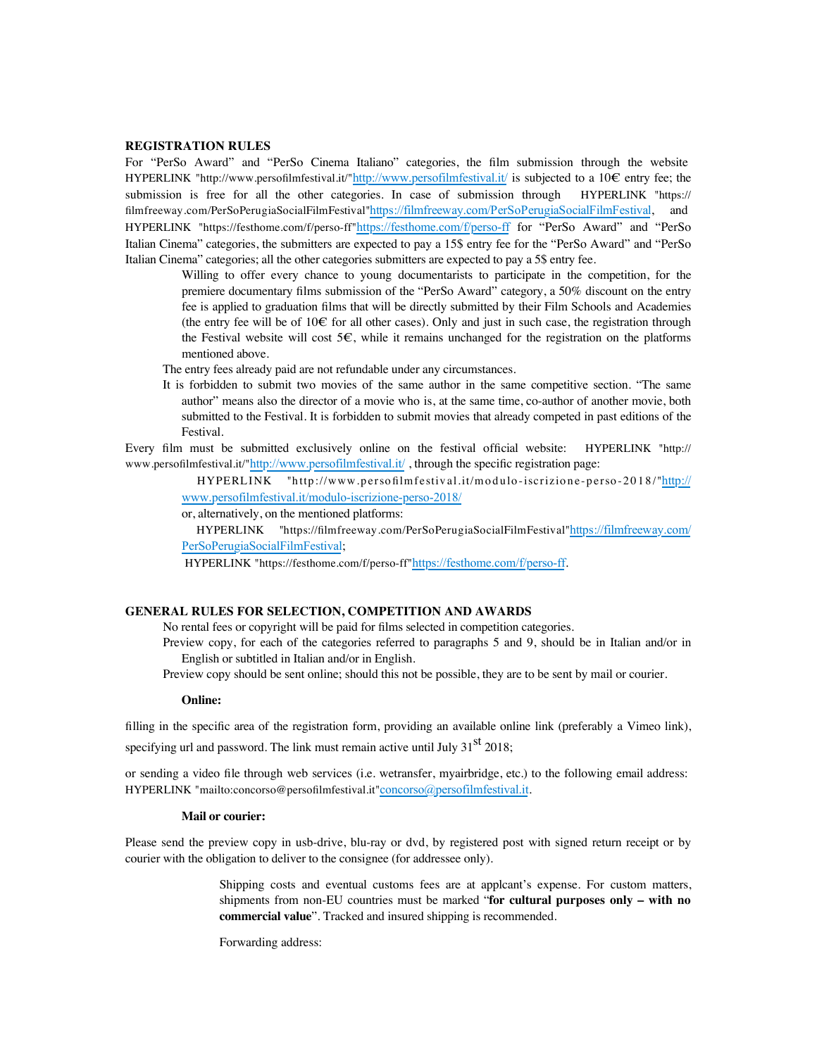**REGISTRATION RULES**

For "PerSo Award" and "PerSo Cinema Italiano" categories, the film submission through the website HYPERLINK "http://www.persofilmfestival.it/"http://www.persofilmfestival.it/ is subjected to a 10€ entry fee; the submission is free for all the other categories. In case of submission through HYPERLINK "https://filmfreeway.com/PerSoPerugiaSocialFilmFestival"https://filmfreeway.com/PerSoPerugiaSocialFilmFestival, and HYPERLINK "https://festhome.com/f/perso-ff"https://festhome.com/f/perso-ff for "PerSo Award" and "PerSo Italian Cinema" categories, the submitters are expected to pay a 15$ entry fee for the "PerSo Award" and "PerSo Italian Cinema" categories; all the other categories submitters are expected to pay a 5$ entry fee.

Willing to offer every chance to young documentarists to participate in the competition, for the premiere documentary films submission of the "PerSo Award" category, a 50% discount on the entry fee is applied to graduation films that will be directly submitted by their Film Schools and Academies (the entry fee will be of 10€ for all other cases). Only and just in such case, the registration through the Festival website will cost 5€, while it remains unchanged for the registration on the platforms mentioned above.

The entry fees already paid are not refundable under any circumstances.

It is forbidden to submit two movies of the same author in the same competitive section. "The same author" means also the director of a movie who is, at the same time, co-author of another movie, both submitted to the Festival. It is forbidden to submit movies that already competed in past editions of the Festival.

Every film must be submitted exclusively online on the festival official website: HYPERLINK "http://www.persofilmfestival.it/"http://www.persofilmfestival.it/ , through the specific registration page:

HYPERLINK "http://www.persofilmfestival.it/modulo-iscrizione-perso-2018/"http://www.persofilmfestival.it/modulo-iscrizione-perso-2018/

or, alternatively, on the mentioned platforms:

HYPERLINK "https://filmfreeway.com/PerSoPerugiaSocialFilmFestival"https://filmfreeway.com/PerSoPerugiaSocialFilmFestival;

HYPERLINK "https://festhome.com/f/perso-ff"https://festhome.com/f/perso-ff.

**GENERAL RULES FOR SELECTION, COMPETITION AND AWARDS**

No rental fees or copyright will be paid for films selected in competition categories.

Preview copy, for each of the categories referred to paragraphs 5 and 9, should be in Italian and/or in English or subtitled in Italian and/or in English.

Preview copy should be sent online; should this not be possible, they are to be sent by mail or courier.

**Online:**

filling in the specific area of the registration form, providing an available online link (preferably a Vimeo link), specifying url and password. The link must remain active until July 31st 2018;

or sending a video file through web services (i.e. wetransfer, myairbridge, etc.) to the following email address: HYPERLINK "mailto:concorso@persofilmfestival.it"concorso@persofilmfestival.it.

**Mail or courier:**

Please send the preview copy in usb-drive, blu-ray or dvd, by registered post with signed return receipt or by courier with the obligation to deliver to the consignee (for addressee only).

Shipping costs and eventual customs fees are at applcant's expense. For custom matters, shipments from non-EU countries must be marked "**for cultural purposes only – with no commercial value**". Tracked and insured shipping is recommended.

Forwarding address: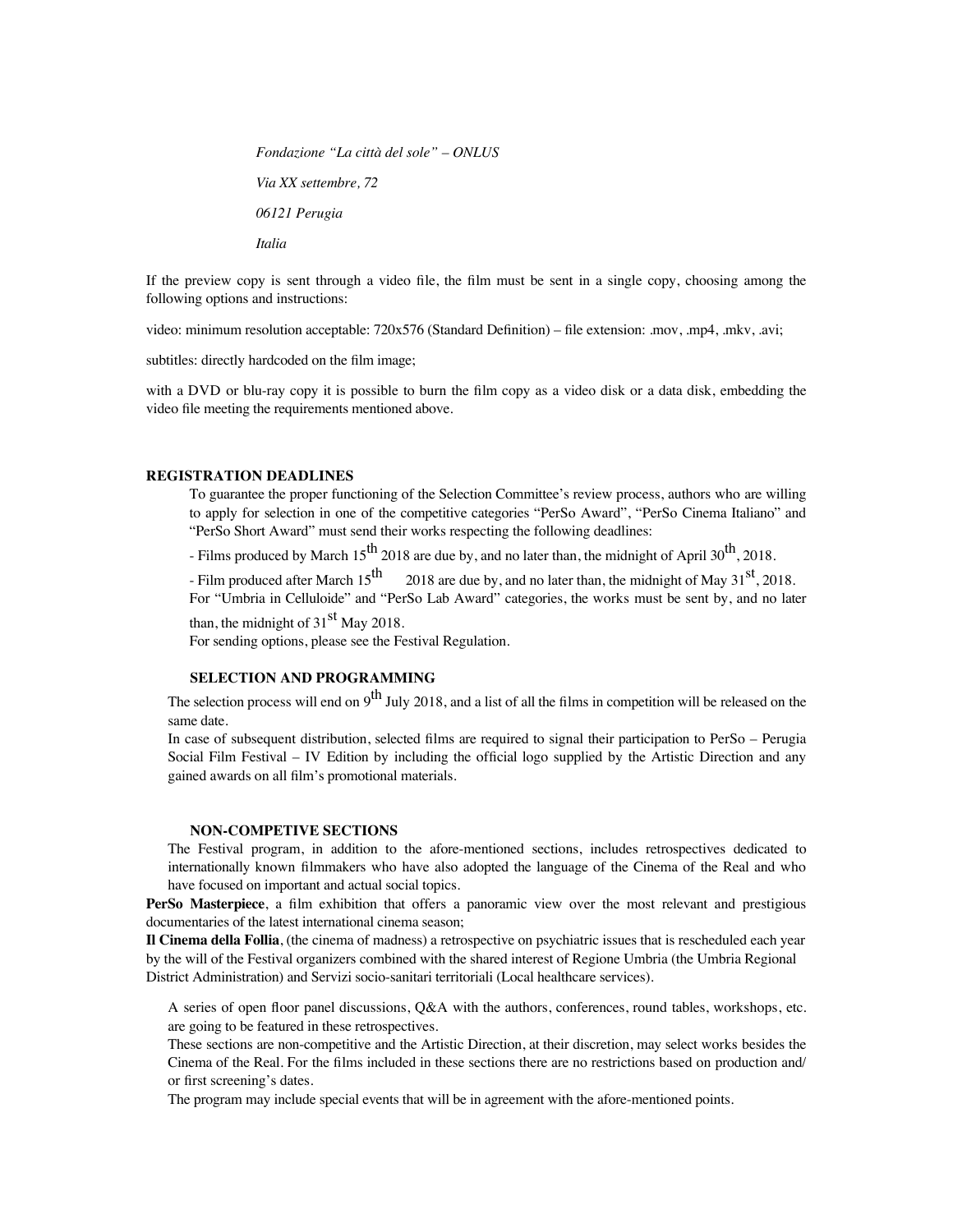*Fondazione "La città del sole" – ONLUS*

*Via XX settembre, 72*

*06121 Perugia*

*Italia*

If the preview copy is sent through a video file, the film must be sent in a single copy, choosing among the following options and instructions:

video: minimum resolution acceptable: 720x576 (Standard Definition) – file extension: .mov, .mp4, .mkv, .avi;

subtitles: directly hardcoded on the film image;

with a DVD or blu-ray copy it is possible to burn the film copy as a video disk or a data disk, embedding the video file meeting the requirements mentioned above.

**REGISTRATION DEADLINES**

To guarantee the proper functioning of the Selection Committee's review process, authors who are willing to apply for selection in one of the competitive categories "PerSo Award", "PerSo Cinema Italiano" and "PerSo Short Award" must send their works respecting the following deadlines:

- Films produced by March 15th 2018 are due by, and no later than, the midnight of April 30th, 2018.
- Film produced after March 15th 2018 are due by, and no later than, the midnight of May 31st, 2018.

For "Umbria in Celluloide" and "PerSo Lab Award" categories, the works must be sent by, and no later than, the midnight of 31st May 2018.

For sending options, please see the Festival Regulation.

**SELECTION AND PROGRAMMING**

The selection process will end on 9th July 2018, and a list of all the films in competition will be released on the same date.

In case of subsequent distribution, selected films are required to signal their participation to PerSo – Perugia Social Film Festival – IV Edition by including the official logo supplied by the Artistic Direction and any gained awards on all film's promotional materials.

**NON-COMPETIVE SECTIONS**

The Festival program, in addition to the afore-mentioned sections, includes retrospectives dedicated to internationally known filmmakers who have also adopted the language of the Cinema of the Real and who have focused on important and actual social topics.

**PerSo Masterpiece**, a film exhibition that offers a panoramic view over the most relevant and prestigious documentaries of the latest international cinema season;

**Il Cinema della Follia**, (the cinema of madness) a retrospective on psychiatric issues that is rescheduled each year by the will of the Festival organizers combined with the shared interest of Regione Umbria (the Umbria Regional District Administration) and Servizi socio-sanitari territoriali (Local healthcare services).

A series of open floor panel discussions, Q&A with the authors, conferences, round tables, workshops, etc. are going to be featured in these retrospectives.

These sections are non-competitive and the Artistic Direction, at their discretion, may select works besides the Cinema of the Real. For the films included in these sections there are no restrictions based on production and/ or first screening's dates.

The program may include special events that will be in agreement with the afore-mentioned points.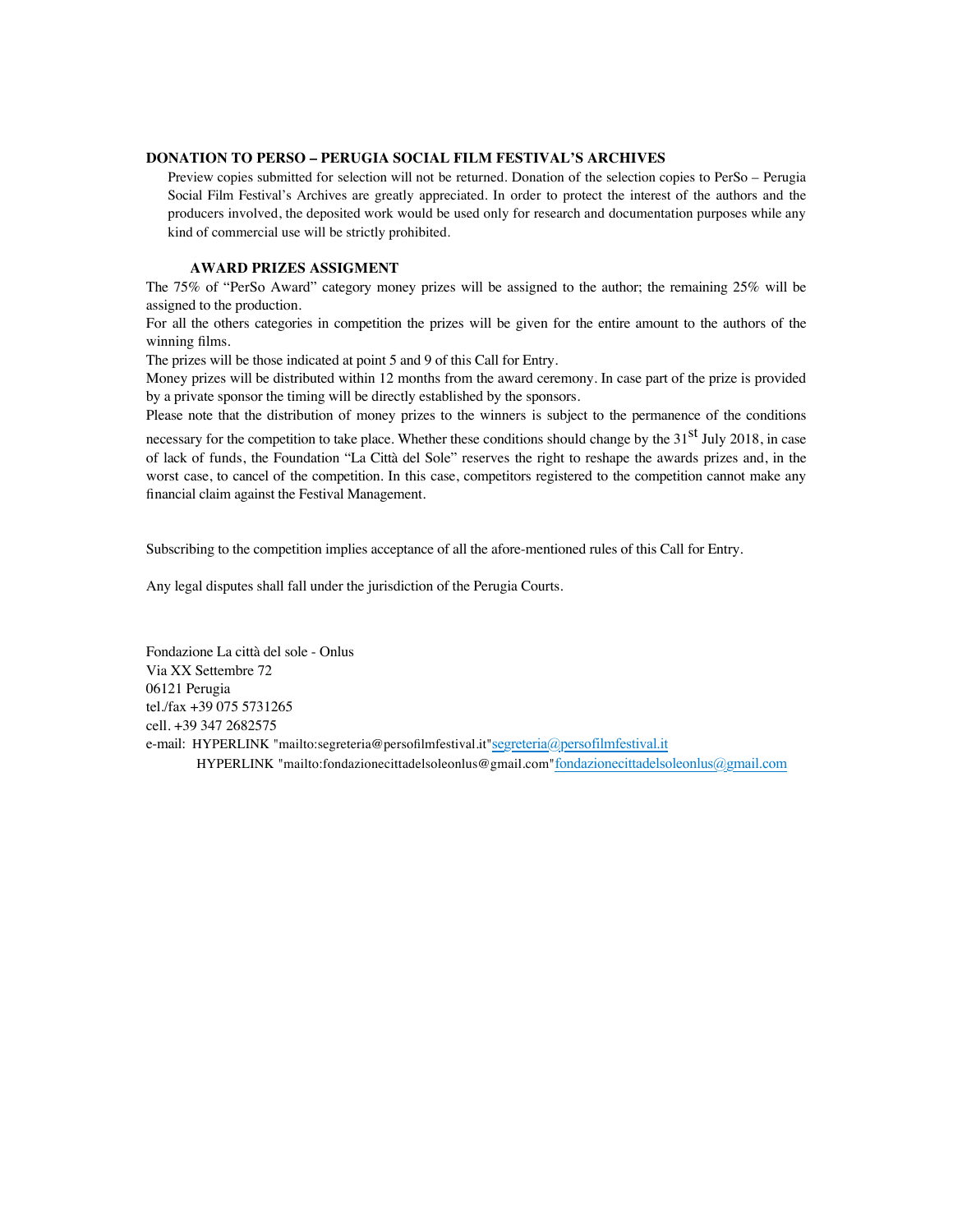**DONATION TO PERSO – PERUGIA SOCIAL FILM FESTIVAL'S ARCHIVES**

Preview copies submitted for selection will not be returned. Donation of the selection copies to PerSo – Perugia Social Film Festival's Archives are greatly appreciated. In order to protect the interest of the authors and the producers involved, the deposited work would be used only for research and documentation purposes while any kind of commercial use will be strictly prohibited.

**AWARD PRIZES ASSIGMENT**

The 75% of "PerSo Award" category money prizes will be assigned to the author; the remaining 25% will be assigned to the production.

For all the others categories in competition the prizes will be given for the entire amount to the authors of the winning films.

The prizes will be those indicated at point 5 and 9 of this Call for Entry.

Money prizes will be distributed within 12 months from the award ceremony. In case part of the prize is provided by a private sponsor the timing will be directly established by the sponsors.

Please note that the distribution of money prizes to the winners is subject to the permanence of the conditions necessary for the competition to take place. Whether these conditions should change by the 31st July 2018, in case of lack of funds, the Foundation "La Città del Sole" reserves the right to reshape the awards prizes and, in the worst case, to cancel of the competition. In this case, competitors registered to the competition cannot make any financial claim against the Festival Management.

Subscribing to the competition implies acceptance of all the afore-mentioned rules of this Call for Entry.

Any legal disputes shall fall under the jurisdiction of the Perugia Courts.

Fondazione La città del sole - Onlus
Via XX Settembre 72
06121 Perugia
tel./fax +39 075 5731265
cell. +39 347 2682575
e-mail: HYPERLINK "mailto:segreteria@persofilmfestival.it"segreteria@persofilmfestival.it
HYPERLINK "mailto:fondazionecittadelsoleonlus@gmail.com"fondazionecittadelsoleonlus@gmail.com